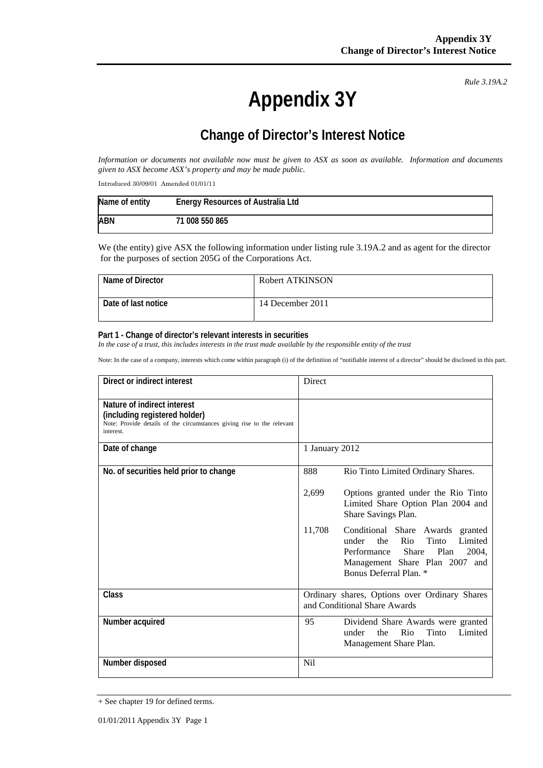*Rule 3.19A.2*

# Appendix 3Y

## Change of Director's Interest Notice

*Information or documents not available now must be given to ASX as soon as available. Information and documents given to ASX become ASX's property and may be made public.*

Introduced 30/09/01 Amended 01/01/11

| Name of entity | Energy Resources of Australia Ltd |
|---|---|
| ABN | 71 008 550 865 |

We (the entity) give ASX the following information under listing rule 3.19A.2 and as agent for the director for the purposes of section 205G of the Corporations Act.

| Name of Director | Robert ATKINSON |
|---|---|
| Date of last notice | 14 December 2011 |

**Part 1 - Change of director's relevant interests in securities**

*In the case of a trust, this includes interests in the trust made available by the responsible entity of the trust*

Note: In the case of a company, interests which come within paragraph (i) of the definition of "notifiable interest of a director" should be disclosed in this part.

| Direct or indirect interest | Direct |
|---|---|
| **Nature of indirect interest (including registered holder)**<br>Note: Provide details of the circumstances giving rise to the relevant interest. | |
| **Date of change** | 1 January 2012 |
| **No. of securities held prior to change** | 888 Rio Tinto Limited Ordinary Shares.<br>2,699 Options granted under the Rio Tinto Limited Share Option Plan 2004 and Share Savings Plan.<br>11,708 Conditional Share Awards granted under the Rio Tinto Limited Performance Share Plan 2004, Management Share Plan 2007 and Bonus Deferral Plan. * |
| **Class** | Ordinary shares, Options over Ordinary Shares and Conditional Share Awards |
| **Number acquired** | 95 Dividend Share Awards were granted under the Rio Tinto Limited Management Share Plan. |
| **Number disposed** | Nil |

+ See chapter 19 for defined terms.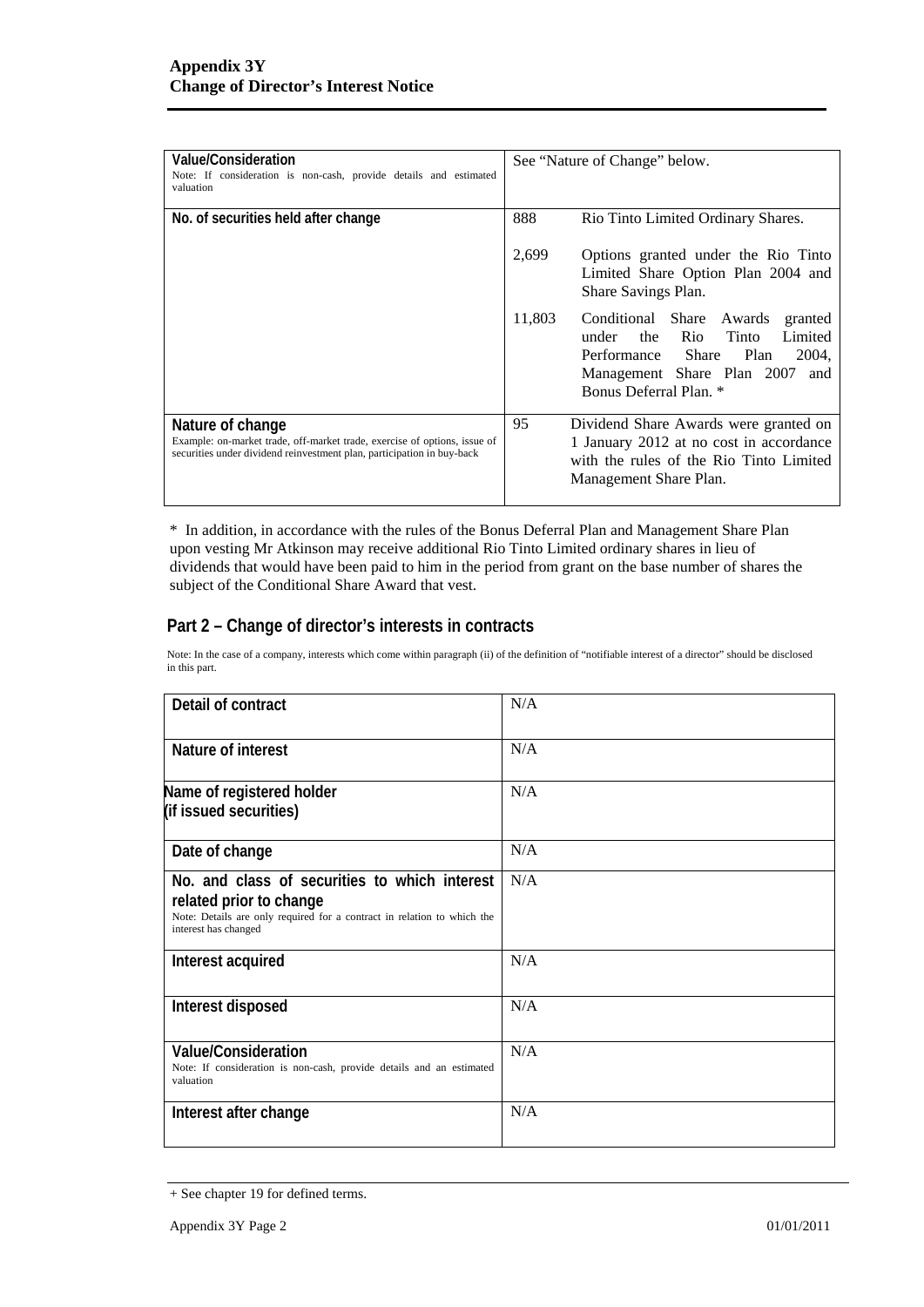| | |
|---|---|
| **Value/Consideration**<br>Note: If consideration is non-cash, provide details and estimated valuation | See "Nature of Change" below. |
| **No. of securities held after change** | 888 Rio Tinto Limited Ordinary Shares.<br><br>2,699 Options granted under the Rio Tinto Limited Share Option Plan 2004 and Share Savings Plan.<br><br>11,803 Conditional Share Awards granted under the Rio Tinto Limited Performance Share Plan 2004, Management Share Plan 2007 and Bonus Deferral Plan. * |
| **Nature of change**<br>Example: on-market trade, off-market trade, exercise of options, issue of securities under dividend reinvestment plan, participation in buy-back | 95 Dividend Share Awards were granted on 1 January 2012 at no cost in accordance with the rules of the Rio Tinto Limited Management Share Plan. |

* In addition, in accordance with the rules of the Bonus Deferral Plan and Management Share Plan upon vesting Mr Atkinson may receive additional Rio Tinto Limited ordinary shares in lieu of dividends that would have been paid to him in the period from grant on the base number of shares the subject of the Conditional Share Award that vest.

## Part 2 – Change of director's interests in contracts

Note: In the case of a company, interests which come within paragraph (ii) of the definition of "notifiable interest of a director" should be disclosed in this part.

| | |
|---|---|
| **Detail of contract** | N/A |
| **Nature of interest** | N/A |
| **Name of registered holder (if issued securities)** | N/A |
| **Date of change** | N/A |
| **No. and class of securities to which interest related prior to change**<br>Note: Details are only required for a contract in relation to which the interest has changed | N/A |
| **Interest acquired** | N/A |
| **Interest disposed** | N/A |
| **Value/Consideration**<br>Note: If consideration is non-cash, provide details and an estimated valuation | N/A |
| **Interest after change** | N/A |

+ See chapter 19 for defined terms.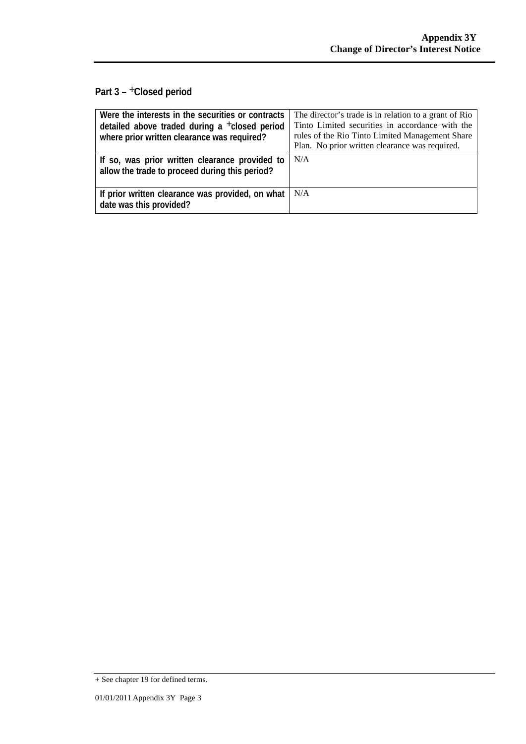## Part 3 – +Closed period

| | |
|---|---|
| **Were the interests in the securities or contracts detailed above traded during a +closed period where prior written clearance was required?** | The director's trade is in relation to a grant of Rio Tinto Limited securities in accordance with the rules of the Rio Tinto Limited Management Share Plan. No prior written clearance was required. |
| **If so, was prior written clearance provided to allow the trade to proceed during this period?** | N/A |
| **If prior written clearance was provided, on what date was this provided?** | N/A |

+ See chapter 19 for defined terms.